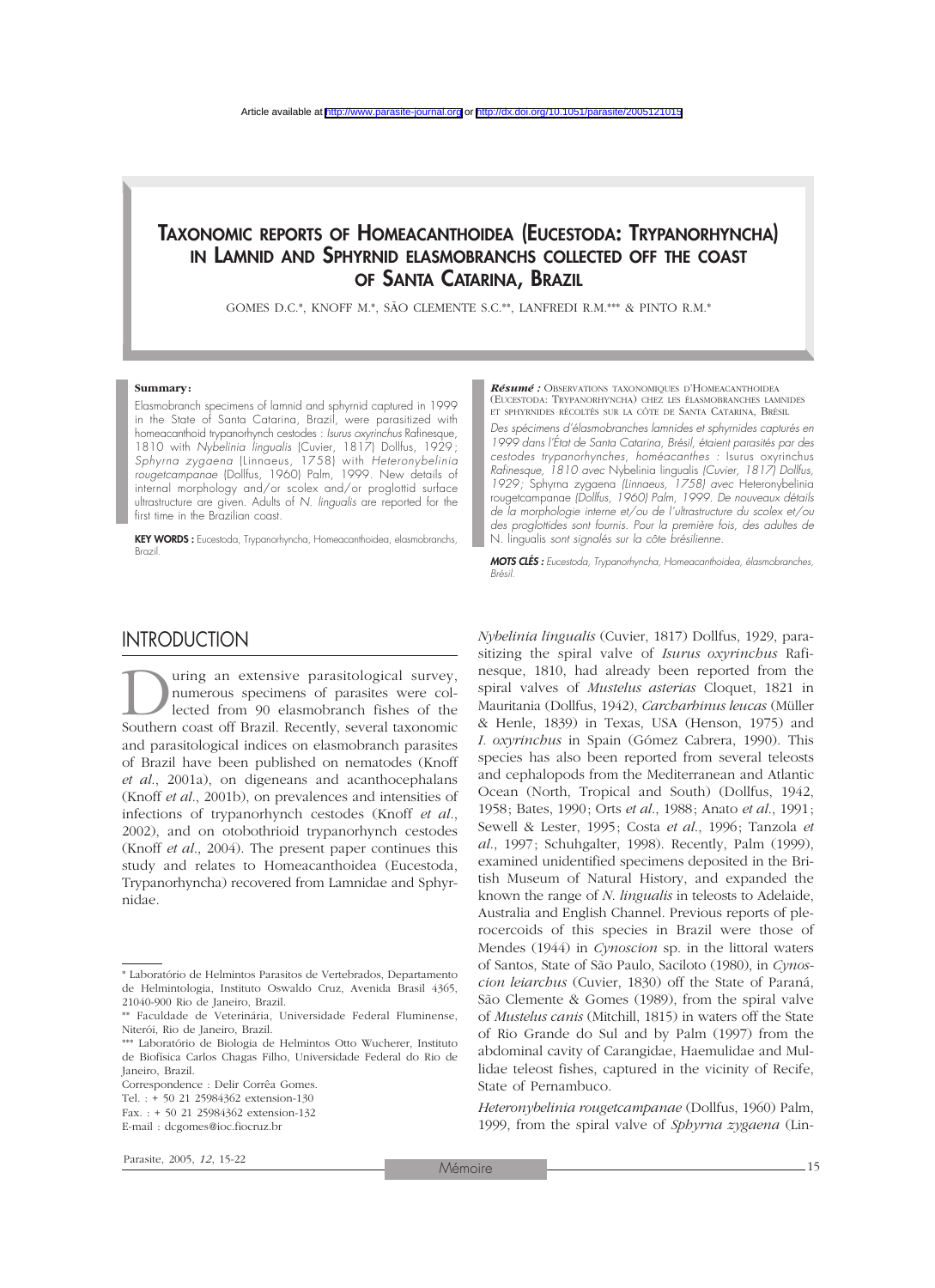Article available at http://www.parasite-journal.org or http://dx.doi.org/10.1051/parasite/2005121015

# TAXONOMIC REPORTS OF HOMEACANTHOIDEA (EUCESTODA: TRYPANORHYNCHA) IN LAMNID AND SPHYRNID ELASMOBRANCHS COLLECTED OFF THE COAST OF SANTA CATARINA, BRAZIL

GOMES D.C.*, KNOFF M.*, SÃO CLEMENTE S.C.**, LANFREDI R.M.*** & PINTO R.M.*

**Summary:**

Elasmobranch specimens of lamnid and sphyrnid captured in 1999 in the State of Santa Catarina, Brazil, were parasitized with homeacanthoid trypanorhynch cestodes : *Isurus oxyrinchus* Rafinesque, 1810 with *Nybelinia lingualis* (Cuvier, 1817) Dollfus, 1929; *Sphyrna zygaena* (Linnaeus, 1758) with *Heteronybelinia rougetcampanae* (Dollfus, 1960) Palm, 1999. New details of internal morphology and/or scolex and/or proglottid surface ultrastructure are given. Adults of *N. lingualis* are reported for the first time in the Brazilian coast.

**KEY WORDS :** Eucestoda, Trypanorhyncha, Homeacanthoidea, elasmobranchs, Brazil.

***Résumé :*** OBSERVATIONS TAXONOMIQUES D'HOMEACANTHOIDEA (EUCESTODA: TRYPANORHYNCHA) CHEZ LES ÉLASMOBRANCHES LAMNIDES ET SPHYRNIDES RÉCOLTÉS SUR LA CÔTE DE SANTA CATARINA, BRÉSIL

*Des spécimens d'élasmobranches lamnides et sphyrnides capturés en 1999 dans l'État de Santa Catarina, Brésil, étaient parasités par des cestodes trypanorhynches, homéacanthes :* Isurus oxyrinchus *Rafinesque, 1810 avec* Nybelinia lingualis *(Cuvier, 1817) Dollfus, 1929;* Sphyrna zygaena *(Linnaeus, 1758) avec* Heteronybelinia rougetcampanae *(Dollfus, 1960) Palm, 1999. De nouveaux détails de la morphologie interne et/ou de l'ultrastructure du scolex et/ou des proglottides sont fournis. Pour la première fois, des adultes de* N. lingualis *sont signalés sur la côte brésilienne.*

***MOTS CLÉS :*** *Eucestoda, Trypanorhyncha, Homeacanthoidea, élasmobranches, Brésil.*

## INTRODUCTION

During an extensive parasitological survey, numerous specimens of parasites were collected from 90 elasmobranch fishes of the Southern coast off Brazil. Recently, several taxonomic and parasitological indices on elasmobranch parasites of Brazil have been published on nematodes (Knoff *et al.*, 2001a), on digeneans and acanthocephalans (Knoff *et al.*, 2001b), on prevalences and intensities of infections of trypanorhynch cestodes (Knoff *et al.*, 2002), and on otobothrioid trypanorhynch cestodes (Knoff *et al.*, 2004). The present paper continues this study and relates to Homeacanthoidea (Eucestoda, Trypanorhyncha) recovered from Lamnidae and Sphyrnidae.

*Nybelinia lingualis* (Cuvier, 1817) Dollfus, 1929, parasitizing the spiral valve of *Isurus oxyrinchus* Rafinesque, 1810, had already been reported from the spiral valves of *Mustelus asterias* Cloquet, 1821 in Mauritania (Dollfus, 1942), *Carcharhinus leucas* (Müller & Henle, 1839) in Texas, USA (Henson, 1975) and *I. oxyrinchus* in Spain (Gómez Cabrera, 1990). This species has also been reported from several teleosts and cephalopods from the Mediterranean and Atlantic Ocean (North, Tropical and South) (Dollfus, 1942, 1958; Bates, 1990; Orts *et al.*, 1988; Anato *et al.*, 1991; Sewell & Lester, 1995; Costa *et al.*, 1996; Tanzola *et al.*, 1997; Schuhgalter, 1998). Recently, Palm (1999), examined unidentified specimens deposited in the British Museum of Natural History, and expanded the known range of *N. lingualis* in teleosts to Adelaide, Australia and English Channel. Previous reports of plerocercoids of this species in Brazil were those of Mendes (1944) in *Cynoscion* sp. in the littoral waters of Santos, State of São Paulo, Saciloto (1980), in *Cynoscion leiarchus* (Cuvier, 1830) off the State of Paraná, São Clemente & Gomes (1989), from the spiral valve of *Mustelus canis* (Mitchill, 1815) in waters off the State of Rio Grande do Sul and by Palm (1997) from the abdominal cavity of Carangidae, Haemulidae and Mullidae teleost fishes, captured in the vicinity of Recife, State of Pernambuco.

*Heteronybelinia rougetcampanae* (Dollfus, 1960) Palm, 1999, from the spiral valve of *Sphyrna zygaena* (Lin-

---

\* Laboratório de Helmintos Parasitos de Vertebrados, Departamento de Helmintologia, Instituto Oswaldo Cruz, Avenida Brasil 4365, 21040-900 Rio de Janeiro, Brazil.

** Faculdade de Veterinária, Universidade Federal Fluminense, Niterói, Rio de Janeiro, Brazil.

*** Laboratório de Biologia de Helmintos Otto Wucherer, Instituto de Biofísica Carlos Chagas Filho, Universidade Federal do Rio de Janeiro, Brazil.

Correspondence : Delir Corrêa Gomes.

Tel. : + 50 21 25984362 extension-130

Fax. : + 50 21 25984362 extension-132

E-mail : dcgomes@ioc.fiocruz.br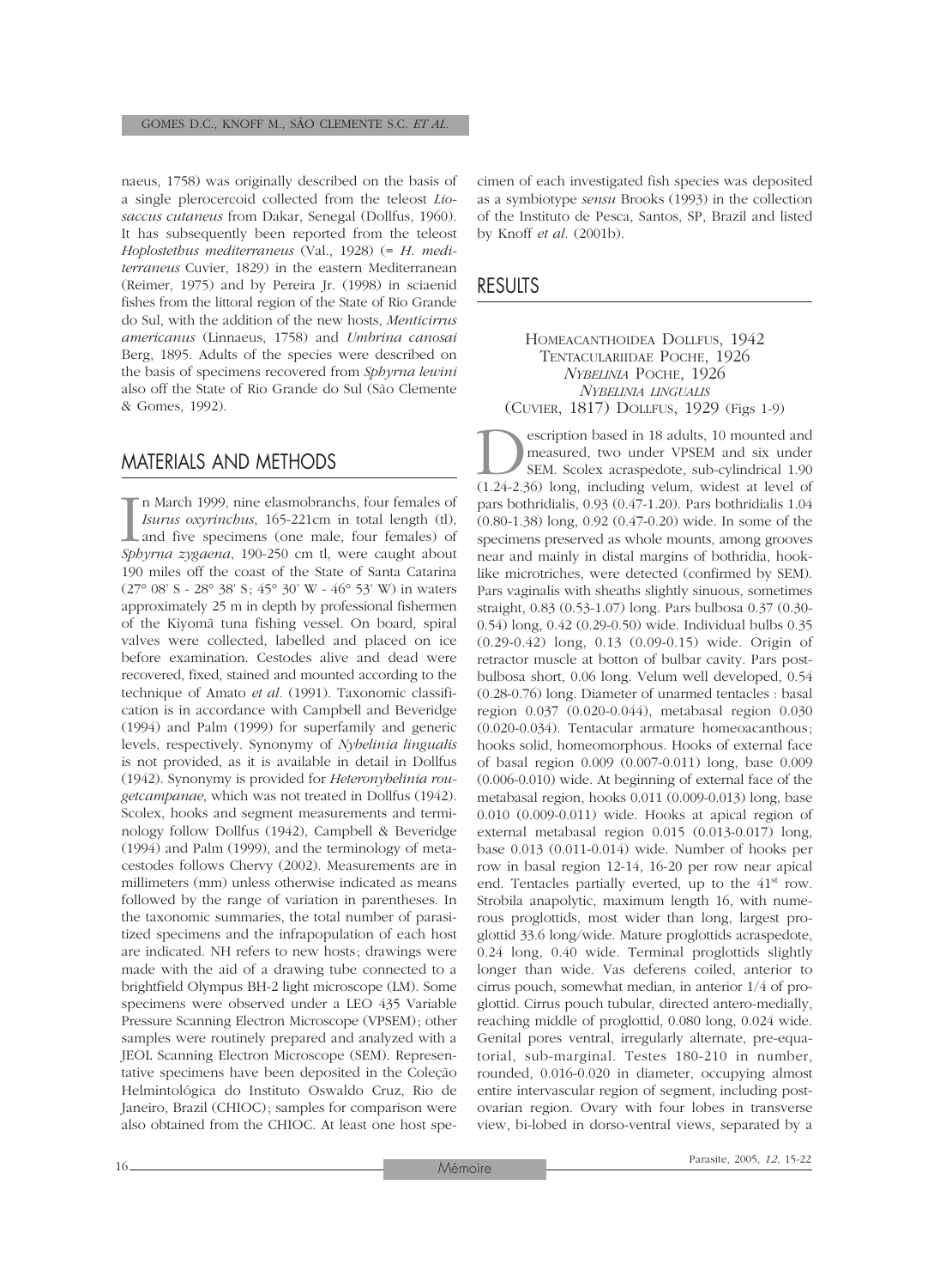naeus, 1758) was originally described on the basis of a single plerocercoid collected from the teleost *Liosaccus cutaneus* from Dakar, Senegal (Dollfus, 1960). It has subsequently been reported from the teleost *Hoplostethus mediterraneus* (Val., 1928) (= *H. mediterraneus* Cuvier, 1829) in the eastern Mediterranean (Reimer, 1975) and by Pereira Jr. (1998) in sciaenid fishes from the littoral region of the State of Rio Grande do Sul, with the addition of the new hosts, *Menticirrus americanus* (Linnaeus, 1758) and *Umbrina canosai* Berg, 1895. Adults of the species were described on the basis of specimens recovered from *Sphyrna lewini* also off the State of Rio Grande do Sul (São Clemente & Gomes, 1992).

## MATERIALS AND METHODS

In March 1999, nine elasmobranchs, four females of *Isurus oxyrinchus*, 165-221cm in total length (tl), and five specimens (one male, four females) of *Sphyrna zygaena*, 190-250 cm tl, were caught about 190 miles off the coast of the State of Santa Catarina (27° 08' S - 28° 38' S; 45° 30' W - 46° 53' W) in waters approximately 25 m in depth by professional fishermen of the Kiyomã tuna fishing vessel. On board, spiral valves were collected, labelled and placed on ice before examination. Cestodes alive and dead were recovered, fixed, stained and mounted according to the technique of Amato *et al.* (1991). Taxonomic classification is in accordance with Campbell and Beveridge (1994) and Palm (1999) for superfamily and generic levels, respectively. Synonymy of *Nybelinia lingualis* is not provided, as it is available in detail in Dollfus (1942). Synonymy is provided for *Heteronybelinia rougetcampanae*, which was not treated in Dollfus (1942). Scolex, hooks and segment measurements and terminology follow Dollfus (1942), Campbell & Beveridge (1994) and Palm (1999), and the terminology of metacestodes follows Chervy (2002). Measurements are in millimeters (mm) unless otherwise indicated as means followed by the range of variation in parentheses. In the taxonomic summaries, the total number of parasitized specimens and the infrapopulation of each host are indicated. NH refers to new hosts; drawings were made with the aid of a drawing tube connected to a brightfield Olympus BH-2 light microscope (LM). Some specimens were observed under a LEO 435 Variable Pressure Scanning Electron Microscope (VPSEM); other samples were routinely prepared and analyzed with a JEOL Scanning Electron Microscope (SEM). Representative specimens have been deposited in the Coleção Helmintológica do Instituto Oswaldo Cruz, Rio de Janeiro, Brazil (CHIOC); samples for comparison were also obtained from the CHIOC. At least one host specimen of each investigated fish species was deposited as a symbiotype *sensu* Brooks (1993) in the collection of the Instituto de Pesca, Santos, SP, Brazil and listed by Knoff *et al.* (2001b).

## RESULTS

HOMEACANTHOIDEA DOLLFUS, 1942
TENTACULARIIDAE POCHE, 1926
*NYBELINIA* POCHE, 1926
*NYBELINIA LINGUALIS*
(CUVIER, 1817) DOLLFUS, 1929 (Figs 1-9)

Description based in 18 adults, 10 mounted and measured, two under VPSEM and six under SEM. Scolex acraspedote, sub-cylindrical 1.90 (1.24-2.36) long, including velum, widest at level of pars bothridialis, 0.93 (0.47-1.20). Pars bothridialis 1.04 (0.80-1.38) long, 0.92 (0.47-0.20) wide. In some of the specimens preserved as whole mounts, among grooves near and mainly in distal margins of bothridia, hook-like microtriches, were detected (confirmed by SEM). Pars vaginalis with sheaths slightly sinuous, sometimes straight, 0.83 (0.53-1.07) long. Pars bulbosa 0.37 (0.30-0.54) long, 0.42 (0.29-0.50) wide. Individual bulbs 0.35 (0.29-0.42) long, 0.13 (0.09-0.15) wide. Origin of retractor muscle at botton of bulbar cavity. Pars post-bulbosa short, 0.06 long. Velum well developed, 0.54 (0.28-0.76) long. Diameter of unarmed tentacles : basal region 0.037 (0.020-0.044), metabasal region 0.030 (0.020-0.034). Tentacular armature homeoacanthous; hooks solid, homeomorphous. Hooks of external face of basal region 0.009 (0.007-0.011) long, base 0.009 (0.006-0.010) wide. At beginning of external face of the metabasal region, hooks 0.011 (0.009-0.013) long, base 0.010 (0.009-0.011) wide. Hooks at apical region of external metabasal region 0.015 (0.013-0.017) long, base 0.013 (0.011-0.014) wide. Number of hooks per row in basal region 12-14, 16-20 per row near apical end. Tentacles partially everted, up to the 41st row. Strobila anapolytic, maximum length 16, with numerous proglottids, most wider than long, largest proglottid 33.6 long/wide. Mature proglottids acraspedote, 0.24 long, 0.40 wide. Terminal proglottids slightly longer than wide. Vas deferens coiled, anterior to cirrus pouch, somewhat median, in anterior 1/4 of proglottid. Cirrus pouch tubular, directed antero-medially, reaching middle of proglottid, 0.080 long, 0.024 wide. Genital pores ventral, irregularly alternate, pre-equatorial, sub-marginal. Testes 180-210 in number, rounded, 0.016-0.020 in diameter, occupying almost entire intervascular region of segment, including post-ovarian region. Ovary with four lobes in transverse view, bi-lobed in dorso-ventral views, separated by a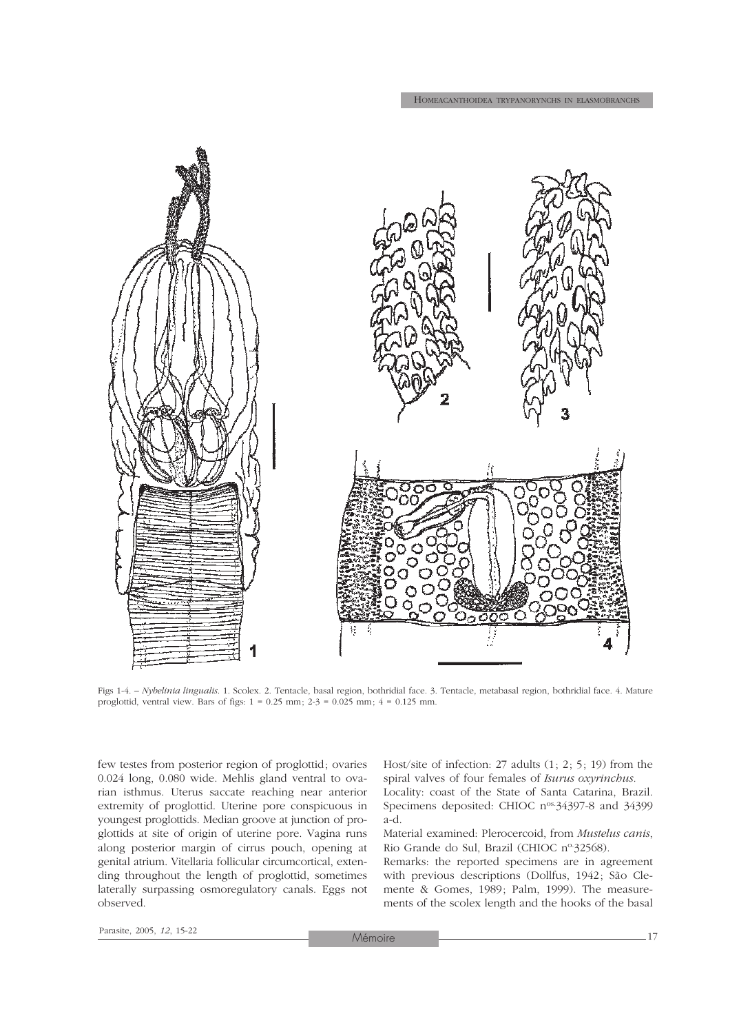Figs 1-4. – *Nybelinia lingualis*. 1. Scolex. 2. Tentacle, basal region, bothridial face. 3. Tentacle, metabasal region, bothridial face. 4. Mature proglottid, ventral view. Bars of figs: 1 = 0.25 mm; 2-3 = 0.025 mm; 4 = 0.125 mm.

few testes from posterior region of proglottid; ovaries 0.024 long, 0.080 wide. Mehlis gland ventral to ovarian isthmus. Uterus saccate reaching near anterior extremity of proglottid. Uterine pore conspicuous in youngest proglottids. Median groove at junction of proglottids at site of origin of uterine pore. Vagina runs along posterior margin of cirrus pouch, opening at genital atrium. Vitellaria follicular circumcortical, extending throughout the length of proglottid, sometimes laterally surpassing osmoregulatory canals. Eggs not observed.

Host/site of infection: 27 adults (1; 2; 5; 19) from the spiral valves of four females of *Isurus oxyrinchus*.

Locality: coast of the State of Santa Catarina, Brazil.

Specimens deposited: CHIOC n[os.]34397-8 and 34399 a-d.

Material examined: Plerocercoid, from *Mustelus canis*, Rio Grande do Sul, Brazil (CHIOC n[o.]32568).

Remarks: the reported specimens are in agreement with previous descriptions (Dollfus, 1942; São Clemente & Gomes, 1989; Palm, 1999). The measurements of the scolex length and the hooks of the basal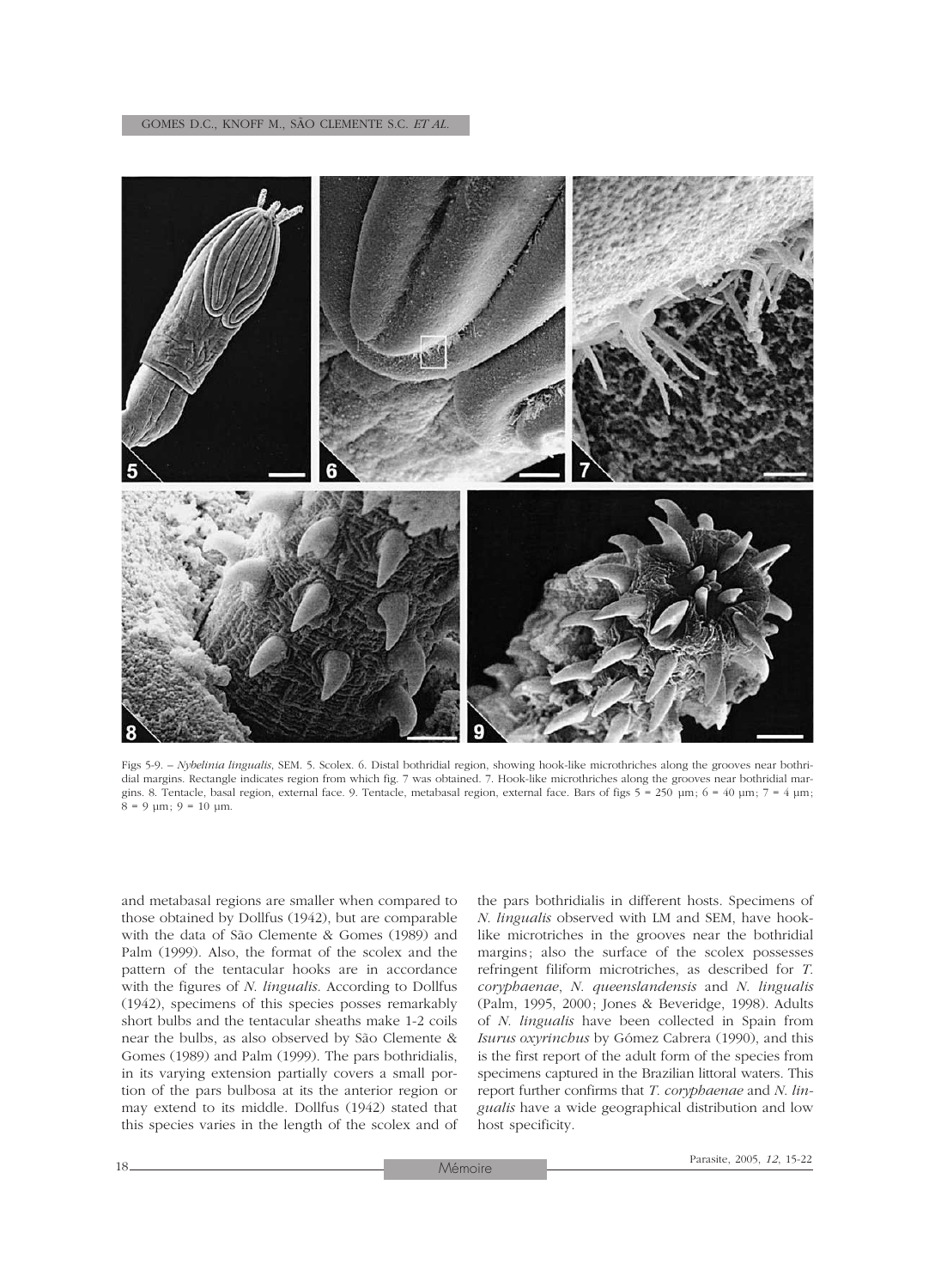Figs 5-9. – *Nybelinia lingualis*, SEM. 5. Scolex. 6. Distal bothridial region, showing hook-like microthriches along the grooves near bothridial margins. Rectangle indicates region from which fig. 7 was obtained. 7. Hook-like microthriches along the grooves near bothridial margins. 8. Tentacle, basal region, external face. 9. Tentacle, metabasal region, external face. Bars of figs 5 = 250 µm; 6 = 40 µm; 7 = 4 µm; 8 = 9 µm; 9 = 10 µm.

and metabasal regions are smaller when compared to those obtained by Dollfus (1942), but are comparable with the data of São Clemente & Gomes (1989) and Palm (1999). Also, the format of the scolex and the pattern of the tentacular hooks are in accordance with the figures of *N. lingualis*. According to Dollfus (1942), specimens of this species posses remarkably short bulbs and the tentacular sheaths make 1-2 coils near the bulbs, as also observed by São Clemente & Gomes (1989) and Palm (1999). The pars bothridialis, in its varying extension partially covers a small portion of the pars bulbosa at its the anterior region or may extend to its middle. Dollfus (1942) stated that this species varies in the length of the scolex and of the pars bothridialis in different hosts. Specimens of *N. lingualis* observed with LM and SEM, have hook-like microtriches in the grooves near the bothridial margins; also the surface of the scolex possesses refringent filiform microtriches, as described for *T. coryphaenae*, *N. queenslandensis* and *N. lingualis* (Palm, 1995, 2000; Jones & Beveridge, 1998). Adults of *N. lingualis* have been collected in Spain from *Isurus oxyrinchus* by Gómez Cabrera (1990), and this is the first report of the adult form of the species from specimens captured in the Brazilian littoral waters. This report further confirms that *T. coryphaenae* and *N. lingualis* have a wide geographical distribution and low host specificity.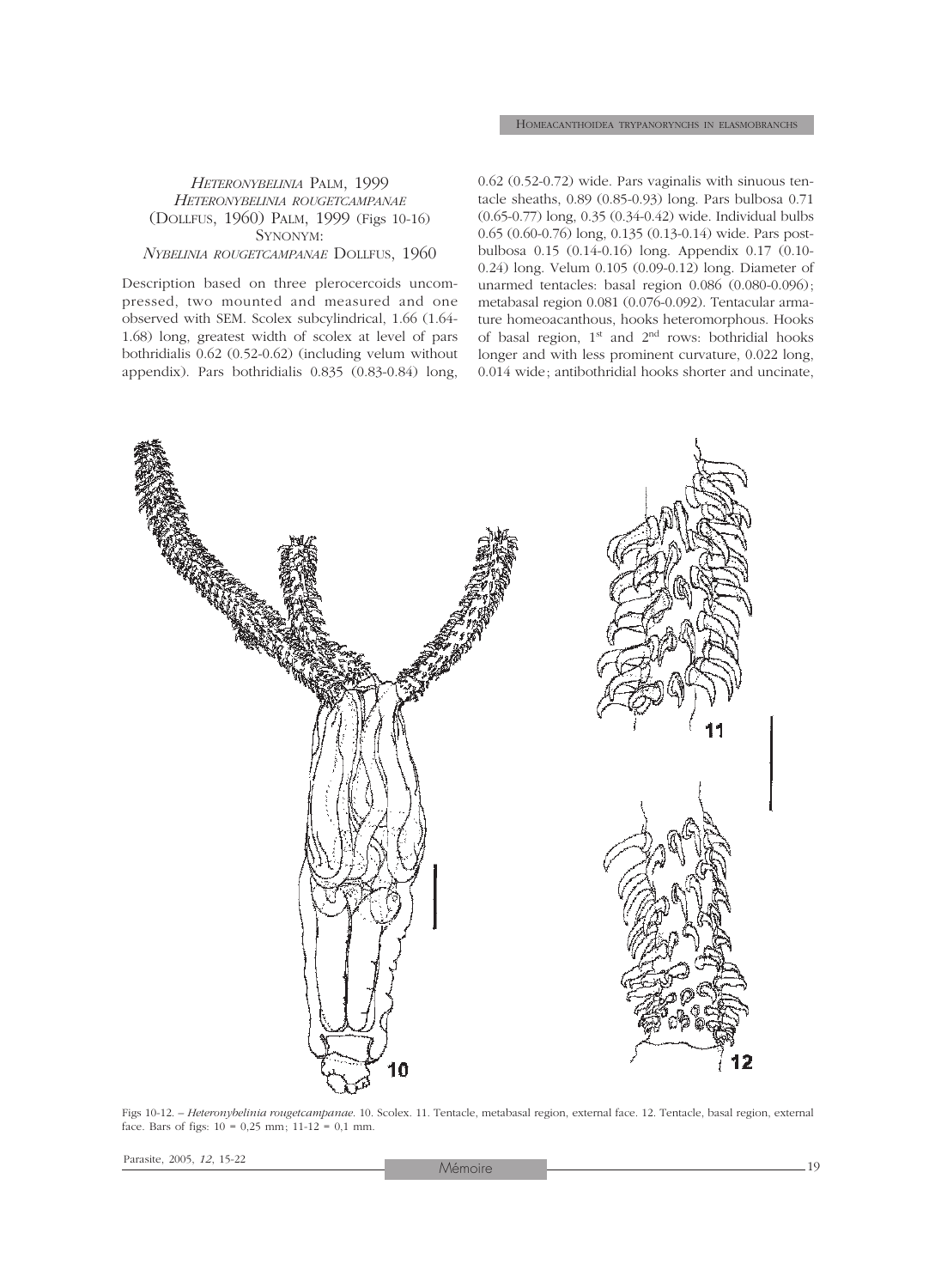## *HETERONYBELINIA* PALM, 1999

### *HETERONYBELINIA ROUGETCAMPANAE* (DOLLFUS, 1960) PALM, 1999 (Figs 10-16)

SYNONYM:

*NYBELINIA ROUGETCAMPANAE* DOLLFUS, 1960

Description based on three plerocercoids uncompressed, two mounted and measured and one observed with SEM. Scolex subcylindrical, 1.66 (1.64-1.68) long, greatest width of scolex at level of pars bothridialis 0.62 (0.52-0.62) (including velum without appendix). Pars bothridialis 0.835 (0.83-0.84) long, 0.62 (0.52-0.72) wide. Pars vaginalis with sinuous tentacle sheaths, 0.89 (0.85-0.93) long. Pars bulbosa 0.71 (0.65-0.77) long, 0.35 (0.34-0.42) wide. Individual bulbs 0.65 (0.60-0.76) long, 0.135 (0.13-0.14) wide. Pars postbulbosa 0.15 (0.14-0.16) long. Appendix 0.17 (0.10-0.24) long. Velum 0.105 (0.09-0.12) long. Diameter of unarmed tentacles: basal region 0.086 (0.080-0.096); metabasal region 0.081 (0.076-0.092). Tentacular armature homeoacanthous, hooks heteromorphous. Hooks of basal region, 1st and 2nd rows: bothridial hooks longer and with less prominent curvature, 0.022 long, 0.014 wide; antibothridial hooks shorter and uncinate,

Figs 10-12. – *Heteronybelinia rougetcampanae*. 10. Scolex. 11. Tentacle, metabasal region, external face. 12. Tentacle, basal region, external face. Bars of figs: 10 = 0,25 mm; 11-12 = 0,1 mm.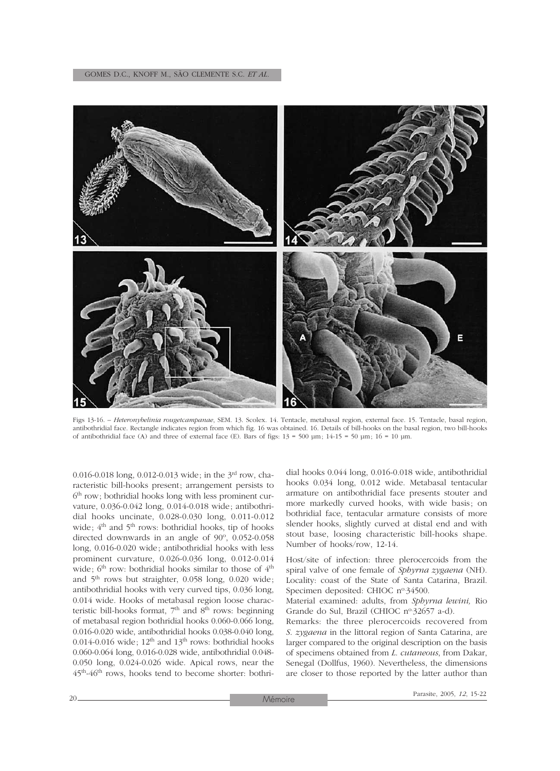Figs 13-16. – *Heteronybelinia rougetcampanae*, SEM. 13. Scolex. 14. Tentacle, metabasal region, external face. 15. Tentacle, basal region, antibothridial face. Rectangle indicates region from which fig. 16 was obtained. 16. Details of bill-hooks on the basal region, two bill-hooks of antibothridial face (A) and three of external face (E). Bars of figs: 13 = 500 µm; 14-15 = 50 µm; 16 = 10 µm.

0.016-0.018 long, 0.012-0.013 wide; in the 3rd row, characteristic bill-hooks present; arrangement persists to 6th row; bothridial hooks long with less prominent curvature, 0.036-0.042 long, 0.014-0.018 wide; antibothridial hooks uncinate, 0.028-0.030 long, 0.011-0.012 wide; 4th and 5th rows: bothridial hooks, tip of hooks directed downwards in an angle of 90º, 0.052-0.058 long, 0.016-0.020 wide; antibothridial hooks with less prominent curvature, 0.026-0.036 long, 0.012-0.014 wide; 6th row: bothridial hooks similar to those of 4th and 5th rows but straighter, 0.058 long, 0.020 wide; antibothridial hooks with very curved tips, 0.036 long, 0.014 wide. Hooks of metabasal region loose characteristic bill-hooks format, 7th and 8th rows: beginning of metabasal region bothridial hooks 0.060-0.066 long, 0.016-0.020 wide, antibothridial hooks 0.038-0.040 long, 0.014-0.016 wide; 12th and 13th rows: bothridial hooks 0.060-0.064 long, 0.016-0.028 wide, antibothridial 0.048-0.050 long, 0.024-0.026 wide. Apical rows, near the 45th-46th rows, hooks tend to become shorter: bothridial hooks 0.044 long, 0.016-0.018 wide, antibothridial hooks 0.034 long, 0.012 wide. Metabasal tentacular armature on antibothridial face presents stouter and more markedly curved hooks, with wide basis; on bothridial face, tentacular armature consists of more slender hooks, slightly curved at distal end and with stout base, loosing characteristic bill-hooks shape. Number of hooks/row, 12-14.

Host/site of infection: three plerocercoids from the spiral valve of one female of *Sphyrna zygaena* (NH). Locality: coast of the State of Santa Catarina, Brazil. Specimen deposited: CHIOC nº 34500.

Material examined: adults, from *Sphyrna lewini,* Rio Grande do Sul, Brazil (CHIOC nº 32657 a-d).

Remarks: the three plerocercoids recovered from *S. zygaena* in the littoral region of Santa Catarina, are larger compared to the original description on the basis of specimens obtained from *L. cutaneous*, from Dakar, Senegal (Dollfus, 1960). Nevertheless, the dimensions are closer to those reported by the latter author than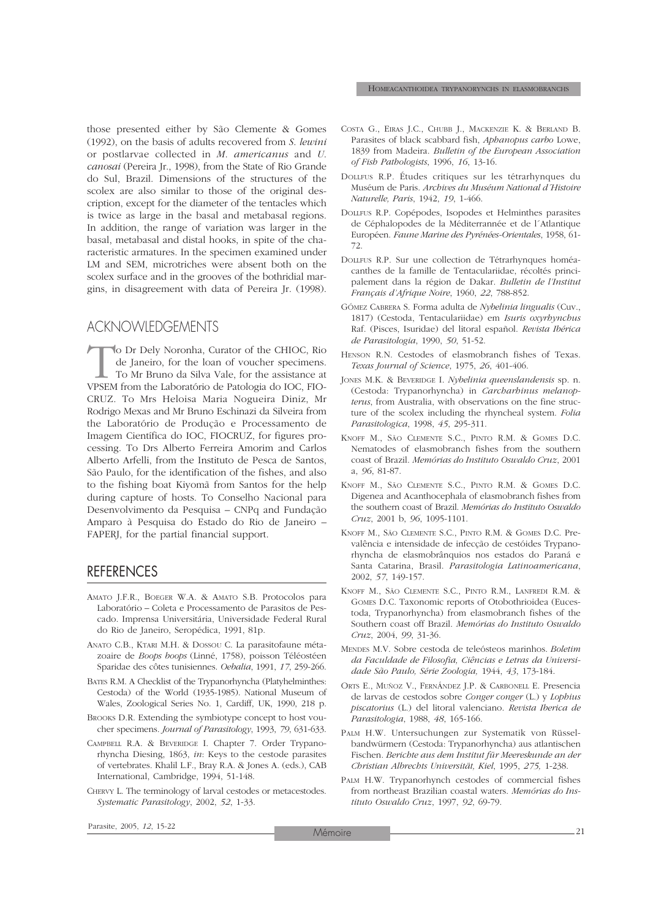those presented either by São Clemente & Gomes (1992), on the basis of adults recovered from *S. lewini* or postlarvae collected in *M. americanus* and *U. canosai* (Pereira Jr., 1998), from the State of Rio Grande do Sul, Brazil. Dimensions of the structures of the scolex are also similar to those of the original description, except for the diameter of the tentacles which is twice as large in the basal and metabasal regions. In addition, the range of variation was larger in the basal, metabasal and distal hooks, in spite of the characteristic armatures. In the specimen examined under LM and SEM, microtriches were absent both on the scolex surface and in the grooves of the bothridial margins, in disagreement with data of Pereira Jr. (1998).

## ACKNOWLEDGEMENTS

To Dr Dely Noronha, Curator of the CHIOC, Rio de Janeiro, for the loan of voucher specimens. To Mr Bruno da Silva Vale, for the assistance at VPSEM from the Laboratório de Patologia do IOC, FIOCRUZ. To Mrs Heloisa Maria Nogueira Diniz, Mr Rodrigo Mexas and Mr Bruno Eschinazi da Silveira from the Laboratório de Produção e Processamento de Imagem Científica do IOC, FIOCRUZ, for figures processing. To Drs Alberto Ferreira Amorim and Carlos Alberto Arfelli, from the Instituto de Pesca de Santos, São Paulo, for the identification of the fishes, and also to the fishing boat Kiyomã from Santos for the help during capture of hosts. To Conselho Nacional para Desenvolvimento da Pesquisa – CNPq and Fundação Amparo à Pesquisa do Estado do Rio de Janeiro – FAPERJ, for the partial financial support.

## REFERENCES

AMATO J.F.R., BOEGER W.A. & AMATO S.B. Protocolos para Laboratório – Coleta e Processamento de Parasitos de Pescado. Imprensa Universitária, Universidade Federal Rural do Rio de Janeiro, Seropédica, 1991, 81p.

ANATO C.B., KTARI M.H. & DOSSOU C. La parasitofaune métazoaire de *Boops boops* (Linné, 1758), poisson Téléostéen Sparidae des côtes tunisiennes. *Oebalia*, 1991, *17*, 259-266.

BATES R.M. A Checklist of the Trypanorhyncha (Platyhelminthes: Cestoda) of the World (1935-1985). National Museum of Wales, Zoological Series No. 1, Cardiff, UK, 1990, 218 p.

BROOKS D.R. Extending the symbiotype concept to host voucher specimens. *Journal of Parasitology*, 1993, *79*, 631-633.

CAMPBELL R.A. & BEVERIDGE I. Chapter 7. Order Trypanorhyncha Diesing, 1863, *in*: Keys to the cestode parasites of vertebrates. Khalil L.F., Bray R.A. & Jones A. (eds.), CAB International, Cambridge, 1994, 51-148.

CHERVY L. The terminology of larval cestodes or metacestodes. *Systematic Parasitology*, 2002, *52*, 1-33.

COSTA G., EIRAS J.C., CHUBB J., MACKENZIE K. & BERLAND B. Parasites of black scabbard fish, *Aphanopus carbo* Lowe, 1839 from Madeira. *Bulletin of the European Association of Fish Pathologists*, 1996, *16*, 13-16.

DOLLFUS R.P. Études critiques sur les tétrarhynques du Muséum de Paris. *Archives du Muséum National d'Histoire Naturelle, Paris*, 1942, *19*, 1-466.

DOLLFUS R.P. Copépodes, Isopodes et Helminthes parasites de Céphalopodes de la Méditerrannée et de l'Atlantique Européen. *Faune Marine des Pyrénées-Orientales*, 1958, 61-72.

DOLLFUS R.P. Sur une collection de Tétrarhynques homéacanthes de la famille de Tentaculariidae, récoltés principalement dans la région de Dakar. *Bulletin de l'Institut Français d'Afrique Noire*, 1960, *22*, 788-852.

GÓMEZ CABRERA S. Forma adulta de *Nybelinia lingualis* (Cuv., 1817) (Cestoda, Tentaculariidae) em *Isuris oxyrhynchus* Raf. (Pisces, Isuridae) del litoral español. *Revista Ibérica de Parasitologia*, 1990, *50*, 51-52.

HENSON R.N. Cestodes of elasmobranch fishes of Texas. *Texas Journal of Science*, 1975, *26*, 401-406.

JONES M.K. & BEVERIDGE I. *Nybelinia queenslandensis* sp. n. (Cestoda: Trypanorhyncha) in *Carcharhinus melanopterus*, from Australia, with observations on the fine structure of the scolex including the rhyncheal system. *Folia Parasitologica*, 1998, *45*, 295-311.

KNOFF M., SÃO CLEMENTE S.C., PINTO R.M. & GOMES D.C. Nematodes of elasmobranch fishes from the southern coast of Brazil. *Memórias do Instituto Oswaldo Cruz*, 2001 a, *96*, 81-87.

KNOFF M., SÃO CLEMENTE S.C., PINTO R.M. & GOMES D.C. Digenea and Acanthocephala of elasmobranch fishes from the southern coast of Brazil. *Memórias do Instituto Oswaldo Cruz*, 2001 b, *96*, 1095-1101.

KNOFF M., SÃO CLEMENTE S.C., PINTO R.M. & GOMES D.C. Prevalência e intensidade de infecção de cestóides Trypanorhyncha de elasmobrânquios nos estados do Paraná e Santa Catarina, Brasil. *Parasitologia Latinoamericana*, 2002, *57*, 149-157.

KNOFF M., SÃO CLEMENTE S.C., PINTO R.M., LANFREDI R.M. & GOMES D.C. Taxonomic reports of Otobothrioidea (Eucestoda, Trypanorhyncha) from elasmobranch fishes of the Southern coast off Brazil. *Memórias do Instituto Oswaldo Cruz*, 2004, *99*, 31-36.

MENDES M.V. Sobre cestoda de teleósteos marinhos. *Boletim da Faculdade de Filosofia, Ciências e Letras da Universidade São Paulo, Série Zoologia*, 1944, *43*, 173-184.

ORTS E., MUÑOZ V., FERNÁNDEZ J.P. & CARBONELL E. Presencia de larvas de cestodos sobre *Conger conger* (L.) y *Lophius piscatorius* (L.) del litoral valenciano. *Revista Iberica de Parasitologia*, 1988, *48*, 165-166.

PALM H.W. Untersuchungen zur Systematik von Rüsselbandwürmern (Cestoda: Trypanorhyncha) aus atlantischen Fischen. *Berichte aus dem Institut für Meereskunde an der Christian Albrechts Universität, Kiel*, 1995, *275*, 1-238.

PALM H.W. Trypanorhynch cestodes of commercial fishes from northeast Brazilian coastal waters. *Memórias do Instituto Oswaldo Cruz*, 1997, *92*, 69-79.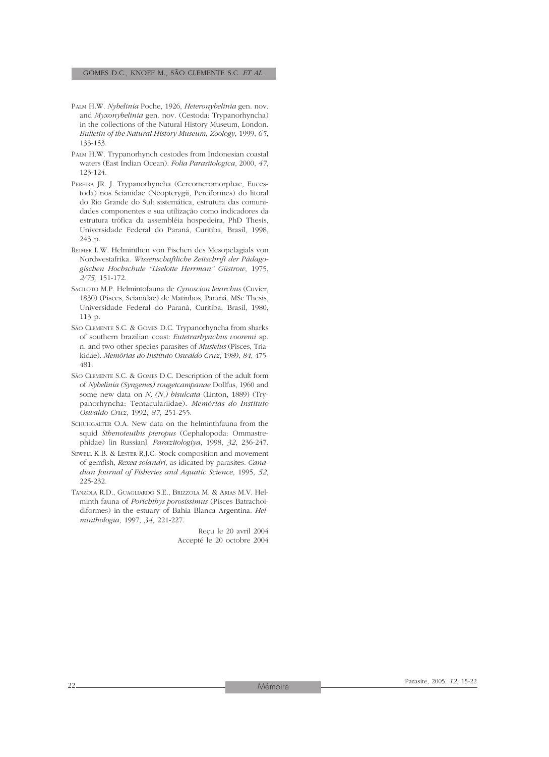PALM H.W. *Nybelinia* Poche, 1926, *Heteronybelinia* gen. nov. and *Myxonybelinia* gen. nov. (Cestoda: Trypanorhyncha) in the collections of the Natural History Museum, London. *Bulletin of the Natural History Museum, Zoology*, 1999, *65*, 133-153.

PALM H.W. Trypanorhynch cestodes from Indonesian coastal waters (East Indian Ocean). *Folia Parasitologica*, 2000, *47*, 123-124.

PEREIRA JR. J. Trypanorhyncha (Cercomeromorphae, Eucestoda) nos Scianidae (Neopterygii, Perciformes) do litoral do Rio Grande do Sul: sistemática, estrutura das comunidades componentes e sua utilização como indicadores da estrutura trófica da assembléia hospedeira, PhD Thesis, Universidade Federal do Paraná, Curitiba, Brasil, 1998, 243 p.

REIMER L.W. Helminthen von Fischen des Mesopelagials von Nordwestafrika. *Wissenschaftliche Zeitschrift der Pädagogischen Hochschule "Liselotte Herrman" Güstrow*, 1975, *2/75,* 151-172.

SACILOTO M.P. Helmintofauna de *Cynoscion leiarchus* (Cuvier, 1830) (Pisces, Scianidae) de Matinhos, Paraná. MSc Thesis, Universidade Federal do Paraná, Curitiba, Brasil, 1980, 113 p.

SÃO CLEMENTE S.C. & GOMES D.C. Trypanorhyncha from sharks of southern brazilian coast: *Eutetrarhynchus vooremi* sp. n. and two other species parasites of *Mustelus* (Pisces, Triakidae). *Memórias do Instituto Oswaldo Cruz*, 1989, *84*, 475-481.

SÃO CLEMENTE S.C. & GOMES D.C. Description of the adult form of *Nybelinia (Syngenes) rougetcampanae* Dollfus, 1960 and some new data on *N. (N.) bisulcata* (Linton, 1889) (Trypanorhyncha: Tentaculariidae). *Memórias do Instituto Oswaldo Cruz*, 1992, *87*, 251-255.

SCHUHGALTER O.A. New data on the helminthfauna from the squid *Sthenoteuthis pteropus* (Cephalopoda: Ommastrephidae) [in Russian]. *Parazitologiya*, 1998, *32*, 236-247.

SEWELL K.B. & LESTER R.J.C. Stock composition and movement of gemfish, *Rexea solandri*, as idicated by parasites. *Canadian Journal of Fisheries and Aquatic Science*, 1995, *52*, 225-232.

TANZOLA R.D., GUAGLIARDO S.E., BRIZZOLA M. & ARIAS M.V. Helminth fauna of *Porichthys porosissimus* (Pisces Batrachoidiformes) in the estuary of Bahia Blanca Argentina. *Helminthologia*, 1997, *34*, 221-227.

Reçu le 20 avril 2004
Accepté le 20 octobre 2004